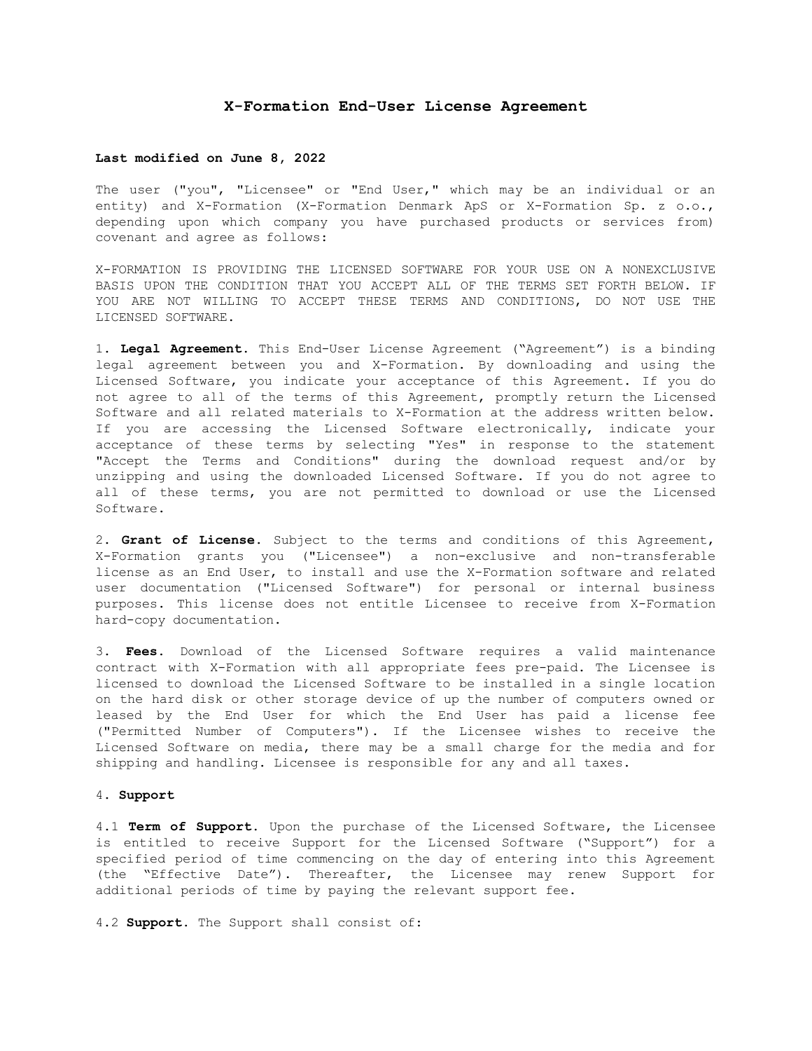# X-Formation End-User License Agreement

**Last modified on June 8, 2022**

The user ("you", "Licensee" or "End User," which may be an individual or an entity) and X-Formation (X-Formation Denmark ApS or X-Formation Sp. z o.o., depending upon which company you have purchased products or services from) covenant and agree as follows:

X-FORMATION IS PROVIDING THE LICENSED SOFTWARE FOR YOUR USE ON A NONEXCLUSIVE BASIS UPON THE CONDITION THAT YOU ACCEPT ALL OF THE TERMS SET FORTH BELOW. IF YOU ARE NOT WILLING TO ACCEPT THESE TERMS AND CONDITIONS, DO NOT USE THE LICENSED SOFTWARE.

1. **Legal Agreement.** This End-User License Agreement ("Agreement") is a binding legal agreement between you and X-Formation. By downloading and using the Licensed Software, you indicate your acceptance of this Agreement. If you do not agree to all of the terms of this Agreement, promptly return the Licensed Software and all related materials to X-Formation at the address written below. If you are accessing the Licensed Software electronically, indicate your acceptance of these terms by selecting "Yes" in response to the statement "Accept the Terms and Conditions" during the download request and/or by unzipping and using the downloaded Licensed Software. If you do not agree to all of these terms, you are not permitted to download or use the Licensed Software.

2. **Grant of License.** Subject to the terms and conditions of this Agreement, X-Formation grants you ("Licensee") a non-exclusive and non-transferable license as an End User, to install and use the X-Formation software and related user documentation ("Licensed Software") for personal or internal business purposes. This license does not entitle Licensee to receive from X-Formation hard-copy documentation.

3. **Fees.** Download of the Licensed Software requires a valid maintenance contract with X-Formation with all appropriate fees pre-paid. The Licensee is licensed to download the Licensed Software to be installed in a single location on the hard disk or other storage device of up the number of computers owned or leased by the End User for which the End User has paid a license fee ("Permitted Number of Computers"). If the Licensee wishes to receive the Licensed Software on media, there may be a small charge for the media and for shipping and handling. Licensee is responsible for any and all taxes.

4. **Support**

4.1 **Term of Support.** Upon the purchase of the Licensed Software, the Licensee is entitled to receive Support for the Licensed Software ("Support") for a specified period of time commencing on the day of entering into this Agreement (the "Effective Date"). Thereafter, the Licensee may renew Support for additional periods of time by paying the relevant support fee.

4.2 **Support.** The Support shall consist of: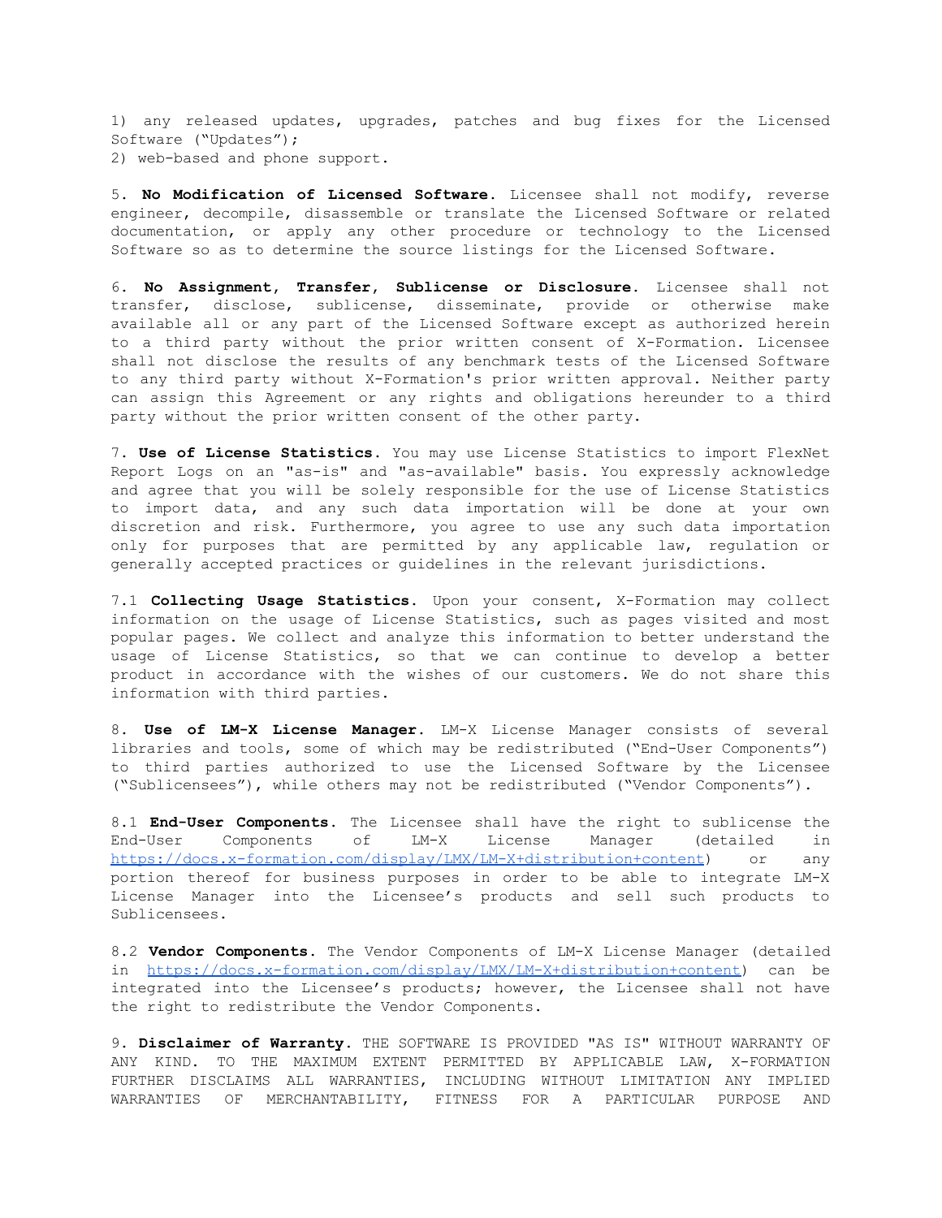1) any released updates, upgrades, patches and bug fixes for the Licensed Software (“Updates”);
2) web-based and phone support.

5. **No Modification of Licensed Software.** Licensee shall not modify, reverse engineer, decompile, disassemble or translate the Licensed Software or related documentation, or apply any other procedure or technology to the Licensed Software so as to determine the source listings for the Licensed Software.

6. **No Assignment, Transfer, Sublicense or Disclosure.** Licensee shall not transfer, disclose, sublicense, disseminate, provide or otherwise make available all or any part of the Licensed Software except as authorized herein to a third party without the prior written consent of X-Formation. Licensee shall not disclose the results of any benchmark tests of the Licensed Software to any third party without X-Formation's prior written approval. Neither party can assign this Agreement or any rights and obligations hereunder to a third party without the prior written consent of the other party.

7. **Use of License Statistics.** You may use License Statistics to import FlexNet Report Logs on an "as-is" and "as-available" basis. You expressly acknowledge and agree that you will be solely responsible for the use of License Statistics to import data, and any such data importation will be done at your own discretion and risk. Furthermore, you agree to use any such data importation only for purposes that are permitted by any applicable law, regulation or generally accepted practices or guidelines in the relevant jurisdictions.

7.1 **Collecting Usage Statistics.** Upon your consent, X-Formation may collect information on the usage of License Statistics, such as pages visited and most popular pages. We collect and analyze this information to better understand the usage of License Statistics, so that we can continue to develop a better product in accordance with the wishes of our customers. We do not share this information with third parties.

8. **Use of LM-X License Manager.** LM-X License Manager consists of several libraries and tools, some of which may be redistributed (“End-User Components”) to third parties authorized to use the Licensed Software by the Licensee (“Sublicensees”), while others may not be redistributed (“Vendor Components”).

8.1 **End-User Components.** The Licensee shall have the right to sublicense the End-User Components of LM-X License Manager (detailed in https://docs.x-formation.com/display/LMX/LM-X+distribution+content) or any portion thereof for business purposes in order to be able to integrate LM-X License Manager into the Licensee’s products and sell such products to Sublicensees.

8.2 **Vendor Components.** The Vendor Components of LM-X License Manager (detailed in https://docs.x-formation.com/display/LMX/LM-X+distribution+content) can be integrated into the Licensee’s products; however, the Licensee shall not have the right to redistribute the Vendor Components.

9. **Disclaimer of Warranty.** THE SOFTWARE IS PROVIDED "AS IS" WITHOUT WARRANTY OF ANY KIND. TO THE MAXIMUM EXTENT PERMITTED BY APPLICABLE LAW, X-FORMATION FURTHER DISCLAIMS ALL WARRANTIES, INCLUDING WITHOUT LIMITATION ANY IMPLIED WARRANTIES OF MERCHANTABILITY, FITNESS FOR A PARTICULAR PURPOSE AND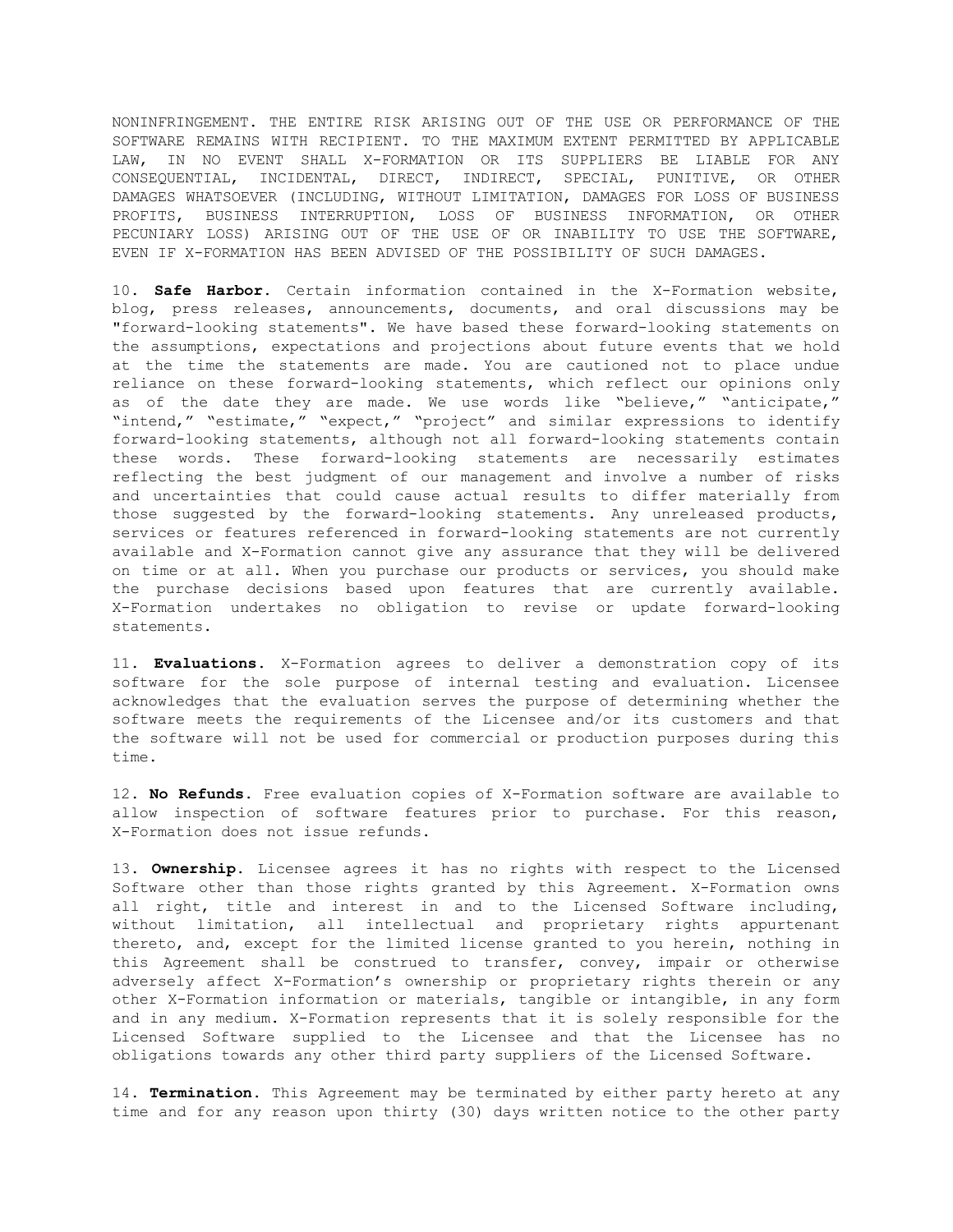NONINFRINGEMENT. THE ENTIRE RISK ARISING OUT OF THE USE OR PERFORMANCE OF THE SOFTWARE REMAINS WITH RECIPIENT. TO THE MAXIMUM EXTENT PERMITTED BY APPLICABLE LAW, IN NO EVENT SHALL X-FORMATION OR ITS SUPPLIERS BE LIABLE FOR ANY CONSEQUENTIAL, INCIDENTAL, DIRECT, INDIRECT, SPECIAL, PUNITIVE, OR OTHER DAMAGES WHATSOEVER (INCLUDING, WITHOUT LIMITATION, DAMAGES FOR LOSS OF BUSINESS PROFITS, BUSINESS INTERRUPTION, LOSS OF BUSINESS INFORMATION, OR OTHER PECUNIARY LOSS) ARISING OUT OF THE USE OF OR INABILITY TO USE THE SOFTWARE, EVEN IF X-FORMATION HAS BEEN ADVISED OF THE POSSIBILITY OF SUCH DAMAGES.

10. **Safe Harbor.** Certain information contained in the X-Formation website, blog, press releases, announcements, documents, and oral discussions may be "forward-looking statements". We have based these forward-looking statements on the assumptions, expectations and projections about future events that we hold at the time the statements are made. You are cautioned not to place undue reliance on these forward-looking statements, which reflect our opinions only as of the date they are made. We use words like "believe," "anticipate," "intend," "estimate," "expect," "project" and similar expressions to identify forward-looking statements, although not all forward-looking statements contain these words. These forward-looking statements are necessarily estimates reflecting the best judgment of our management and involve a number of risks and uncertainties that could cause actual results to differ materially from those suggested by the forward-looking statements. Any unreleased products, services or features referenced in forward-looking statements are not currently available and X-Formation cannot give any assurance that they will be delivered on time or at all. When you purchase our products or services, you should make the purchase decisions based upon features that are currently available. X-Formation undertakes no obligation to revise or update forward-looking statements.

11. **Evaluations.** X-Formation agrees to deliver a demonstration copy of its software for the sole purpose of internal testing and evaluation. Licensee acknowledges that the evaluation serves the purpose of determining whether the software meets the requirements of the Licensee and/or its customers and that the software will not be used for commercial or production purposes during this time.

12. **No Refunds.** Free evaluation copies of X-Formation software are available to allow inspection of software features prior to purchase. For this reason, X-Formation does not issue refunds.

13. **Ownership.** Licensee agrees it has no rights with respect to the Licensed Software other than those rights granted by this Agreement. X-Formation owns all right, title and interest in and to the Licensed Software including, without limitation, all intellectual and proprietary rights appurtenant thereto, and, except for the limited license granted to you herein, nothing in this Agreement shall be construed to transfer, convey, impair or otherwise adversely affect X-Formation's ownership or proprietary rights therein or any other X-Formation information or materials, tangible or intangible, in any form and in any medium. X-Formation represents that it is solely responsible for the Licensed Software supplied to the Licensee and that the Licensee has no obligations towards any other third party suppliers of the Licensed Software.

14. **Termination.** This Agreement may be terminated by either party hereto at any time and for any reason upon thirty (30) days written notice to the other party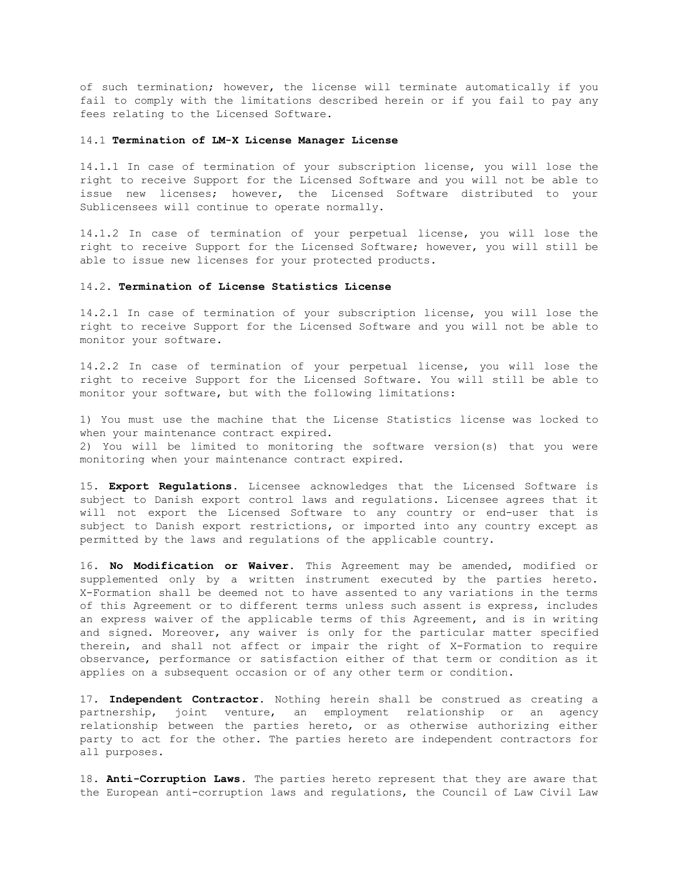of such termination; however, the license will terminate automatically if you fail to comply with the limitations described herein or if you fail to pay any fees relating to the Licensed Software.

14.1 **Termination of LM-X License Manager License**

14.1.1 In case of termination of your subscription license, you will lose the right to receive Support for the Licensed Software and you will not be able to issue new licenses; however, the Licensed Software distributed to your Sublicensees will continue to operate normally.

14.1.2 In case of termination of your perpetual license, you will lose the right to receive Support for the Licensed Software; however, you will still be able to issue new licenses for your protected products.

14.2. **Termination of License Statistics License**

14.2.1 In case of termination of your subscription license, you will lose the right to receive Support for the Licensed Software and you will not be able to monitor your software.

14.2.2 In case of termination of your perpetual license, you will lose the right to receive Support for the Licensed Software. You will still be able to monitor your software, but with the following limitations:

1) You must use the machine that the License Statistics license was locked to when your maintenance contract expired.
2) You will be limited to monitoring the software version(s) that you were monitoring when your maintenance contract expired.

15. **Export Regulations.** Licensee acknowledges that the Licensed Software is subject to Danish export control laws and regulations. Licensee agrees that it will not export the Licensed Software to any country or end-user that is subject to Danish export restrictions, or imported into any country except as permitted by the laws and regulations of the applicable country.

16. **No Modification or Waiver.** This Agreement may be amended, modified or supplemented only by a written instrument executed by the parties hereto. X-Formation shall be deemed not to have assented to any variations in the terms of this Agreement or to different terms unless such assent is express, includes an express waiver of the applicable terms of this Agreement, and is in writing and signed. Moreover, any waiver is only for the particular matter specified therein, and shall not affect or impair the right of X-Formation to require observance, performance or satisfaction either of that term or condition as it applies on a subsequent occasion or of any other term or condition.

17. **Independent Contractor.** Nothing herein shall be construed as creating a partnership, joint venture, an employment relationship or an agency relationship between the parties hereto, or as otherwise authorizing either party to act for the other. The parties hereto are independent contractors for all purposes.

18. **Anti-Corruption Laws.** The parties hereto represent that they are aware that the European anti-corruption laws and regulations, the Council of Law Civil Law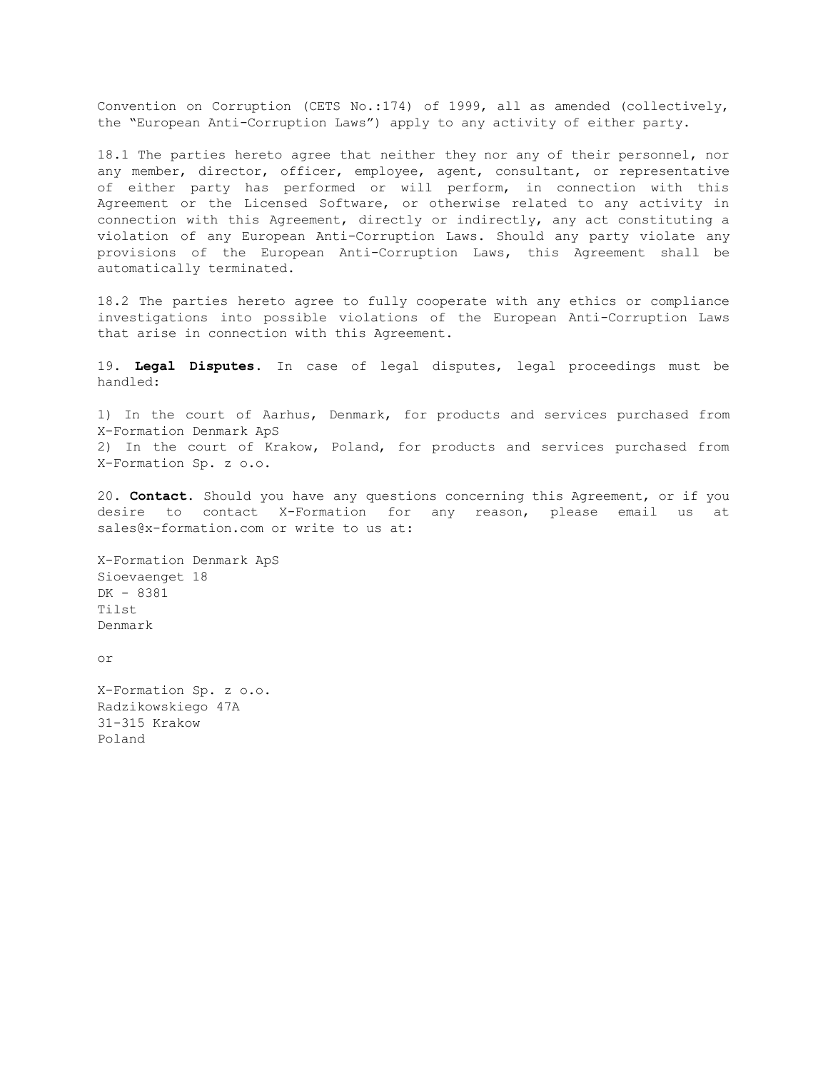Convention on Corruption (CETS No.:174) of 1999, all as amended (collectively, the "European Anti-Corruption Laws") apply to any activity of either party.

18.1 The parties hereto agree that neither they nor any of their personnel, nor any member, director, officer, employee, agent, consultant, or representative of either party has performed or will perform, in connection with this Agreement or the Licensed Software, or otherwise related to any activity in connection with this Agreement, directly or indirectly, any act constituting a violation of any European Anti-Corruption Laws. Should any party violate any provisions of the European Anti-Corruption Laws, this Agreement shall be automatically terminated.

18.2 The parties hereto agree to fully cooperate with any ethics or compliance investigations into possible violations of the European Anti-Corruption Laws that arise in connection with this Agreement.

19. **Legal Disputes.** In case of legal disputes, legal proceedings must be handled:

1) In the court of Aarhus, Denmark, for products and services purchased from X-Formation Denmark ApS
2) In the court of Krakow, Poland, for products and services purchased from X-Formation Sp. z o.o.

20. **Contact.** Should you have any questions concerning this Agreement, or if you desire to contact X-Formation for any reason, please email us at sales@x-formation.com or write to us at:

X-Formation Denmark ApS
Sioevaenget 18
DK - 8381
Tilst
Denmark

or

X-Formation Sp. z o.o.
Radzikowskiego 47A
31-315 Krakow
Poland